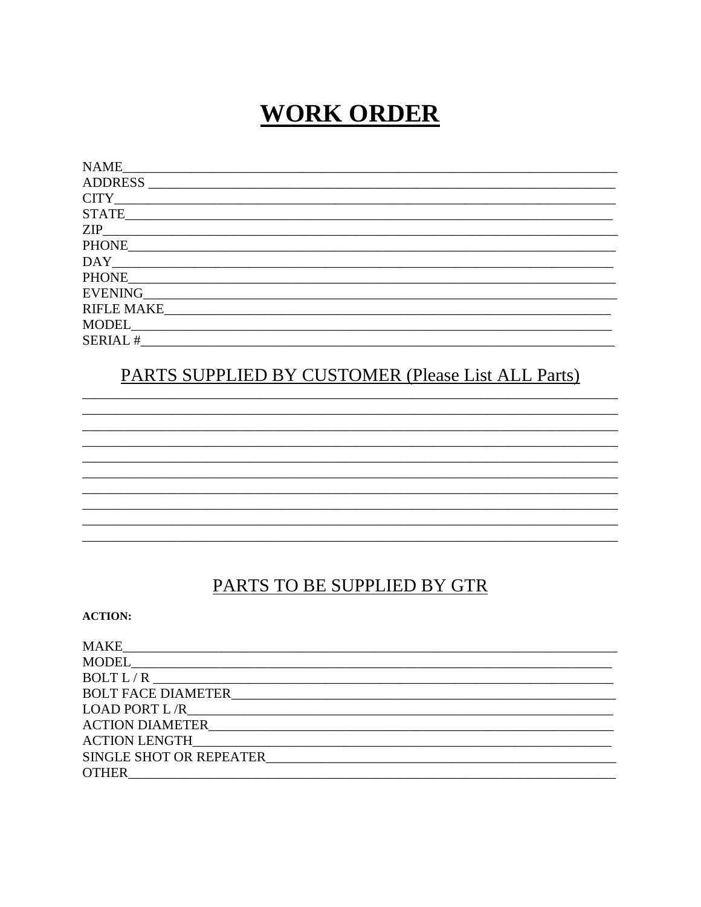# WORK ORDER

NAME\_\_\_\_\_\_\_\_\_\_\_\_\_\_\_\_\_\_\_\_\_\_\_\_\_\_\_\_\_\_\_\_\_\_\_\_\_\_\_\_\_\_\_\_\_\_\_\_\_\_\_\_\_\_\_\_\_\_\_\_\_\_\_\_\_\_\_\_\_\_\_\_
ADDRESS \_\_\_\_\_\_\_\_\_\_\_\_\_\_\_\_\_\_\_\_\_\_\_\_\_\_\_\_\_\_\_\_\_\_\_\_\_\_\_\_\_\_\_\_\_\_\_\_\_\_\_\_\_\_\_\_\_\_\_\_\_\_\_\_\_\_\_\_
CITY\_\_\_\_\_\_\_\_\_\_\_\_\_\_\_\_\_\_\_\_\_\_\_\_\_\_\_\_\_\_\_\_\_\_\_\_\_\_\_\_\_\_\_\_\_\_\_\_\_\_\_\_\_\_\_\_\_\_\_\_\_\_\_\_\_\_\_\_\_\_\_\_\_
STATE\_\_\_\_\_\_\_\_\_\_\_\_\_\_\_\_\_\_\_\_\_\_\_\_\_\_\_\_\_\_\_\_\_\_\_\_\_\_\_\_\_\_\_\_\_\_\_\_\_\_\_\_\_\_\_\_\_\_\_\_\_\_\_\_\_\_\_\_\_\_
ZIP\_\_\_\_\_\_\_\_\_\_\_\_\_\_\_\_\_\_\_\_\_\_\_\_\_\_\_\_\_\_\_\_\_\_\_\_\_\_\_\_\_\_\_\_\_\_\_\_\_\_\_\_\_\_\_\_\_\_\_\_\_\_\_\_\_\_\_\_\_\_\_\_\_\_
PHONE\_\_\_\_\_\_\_\_\_\_\_\_\_\_\_\_\_\_\_\_\_\_\_\_\_\_\_\_\_\_\_\_\_\_\_\_\_\_\_\_\_\_\_\_\_\_\_\_\_\_\_\_\_\_\_\_\_\_\_\_\_\_\_\_\_\_\_\_\_\_
DAY\_\_\_\_\_\_\_\_\_\_\_\_\_\_\_\_\_\_\_\_\_\_\_\_\_\_\_\_\_\_\_\_\_\_\_\_\_\_\_\_\_\_\_\_\_\_\_\_\_\_\_\_\_\_\_\_\_\_\_\_\_\_\_\_\_\_\_\_\_\_\_\_
PHONE\_\_\_\_\_\_\_\_\_\_\_\_\_\_\_\_\_\_\_\_\_\_\_\_\_\_\_\_\_\_\_\_\_\_\_\_\_\_\_\_\_\_\_\_\_\_\_\_\_\_\_\_\_\_\_\_\_\_\_\_\_\_\_\_\_\_\_\_\_\_
EVENING\_\_\_\_\_\_\_\_\_\_\_\_\_\_\_\_\_\_\_\_\_\_\_\_\_\_\_\_\_\_\_\_\_\_\_\_\_\_\_\_\_\_\_\_\_\_\_\_\_\_\_\_\_\_\_\_\_\_\_\_\_\_\_\_\_\_\_\_\_
RIFLE MAKE\_\_\_\_\_\_\_\_\_\_\_\_\_\_\_\_\_\_\_\_\_\_\_\_\_\_\_\_\_\_\_\_\_\_\_\_\_\_\_\_\_\_\_\_\_\_\_\_\_\_\_\_\_\_\_\_\_\_\_\_\_\_\_\_
MODEL\_\_\_\_\_\_\_\_\_\_\_\_\_\_\_\_\_\_\_\_\_\_\_\_\_\_\_\_\_\_\_\_\_\_\_\_\_\_\_\_\_\_\_\_\_\_\_\_\_\_\_\_\_\_\_\_\_\_\_\_\_\_\_\_\_\_\_\_\_
SERIAL #\_\_\_\_\_\_\_\_\_\_\_\_\_\_\_\_\_\_\_\_\_\_\_\_\_\_\_\_\_\_\_\_\_\_\_\_\_\_\_\_\_\_\_\_\_\_\_\_\_\_\_\_\_\_\_\_\_\_\_\_\_\_\_\_\_\_\_\_

## PARTS SUPPLIED BY CUSTOMER (Please List ALL Parts)

\_\_\_\_\_\_\_\_\_\_\_\_\_\_\_\_\_\_\_\_\_\_\_\_\_\_\_\_\_\_\_\_\_\_\_\_\_\_\_\_\_\_\_\_\_\_\_\_\_\_\_\_\_\_\_\_\_\_\_\_\_\_\_\_\_\_\_\_\_\_\_\_\_\_\_\_\_
\_\_\_\_\_\_\_\_\_\_\_\_\_\_\_\_\_\_\_\_\_\_\_\_\_\_\_\_\_\_\_\_\_\_\_\_\_\_\_\_\_\_\_\_\_\_\_\_\_\_\_\_\_\_\_\_\_\_\_\_\_\_\_\_\_\_\_\_\_\_\_\_\_\_\_\_\_
\_\_\_\_\_\_\_\_\_\_\_\_\_\_\_\_\_\_\_\_\_\_\_\_\_\_\_\_\_\_\_\_\_\_\_\_\_\_\_\_\_\_\_\_\_\_\_\_\_\_\_\_\_\_\_\_\_\_\_\_\_\_\_\_\_\_\_\_\_\_\_\_\_\_\_\_\_
\_\_\_\_\_\_\_\_\_\_\_\_\_\_\_\_\_\_\_\_\_\_\_\_\_\_\_\_\_\_\_\_\_\_\_\_\_\_\_\_\_\_\_\_\_\_\_\_\_\_\_\_\_\_\_\_\_\_\_\_\_\_\_\_\_\_\_\_\_\_\_\_\_\_\_\_\_
\_\_\_\_\_\_\_\_\_\_\_\_\_\_\_\_\_\_\_\_\_\_\_\_\_\_\_\_\_\_\_\_\_\_\_\_\_\_\_\_\_\_\_\_\_\_\_\_\_\_\_\_\_\_\_\_\_\_\_\_\_\_\_\_\_\_\_\_\_\_\_\_\_\_\_\_\_
\_\_\_\_\_\_\_\_\_\_\_\_\_\_\_\_\_\_\_\_\_\_\_\_\_\_\_\_\_\_\_\_\_\_\_\_\_\_\_\_\_\_\_\_\_\_\_\_\_\_\_\_\_\_\_\_\_\_\_\_\_\_\_\_\_\_\_\_\_\_\_\_\_\_\_\_\_
\_\_\_\_\_\_\_\_\_\_\_\_\_\_\_\_\_\_\_\_\_\_\_\_\_\_\_\_\_\_\_\_\_\_\_\_\_\_\_\_\_\_\_\_\_\_\_\_\_\_\_\_\_\_\_\_\_\_\_\_\_\_\_\_\_\_\_\_\_\_\_\_\_\_\_\_\_
\_\_\_\_\_\_\_\_\_\_\_\_\_\_\_\_\_\_\_\_\_\_\_\_\_\_\_\_\_\_\_\_\_\_\_\_\_\_\_\_\_\_\_\_\_\_\_\_\_\_\_\_\_\_\_\_\_\_\_\_\_\_\_\_\_\_\_\_\_\_\_\_\_\_\_\_\_
\_\_\_\_\_\_\_\_\_\_\_\_\_\_\_\_\_\_\_\_\_\_\_\_\_\_\_\_\_\_\_\_\_\_\_\_\_\_\_\_\_\_\_\_\_\_\_\_\_\_\_\_\_\_\_\_\_\_\_\_\_\_\_\_\_\_\_\_\_\_\_\_\_\_\_\_\_
\_\_\_\_\_\_\_\_\_\_\_\_\_\_\_\_\_\_\_\_\_\_\_\_\_\_\_\_\_\_\_\_\_\_\_\_\_\_\_\_\_\_\_\_\_\_\_\_\_\_\_\_\_\_\_\_\_\_\_\_\_\_\_\_\_\_\_\_\_\_\_\_\_\_\_\_\_

## PARTS TO BE SUPPLIED BY GTR

**ACTION:**

MAKE\_\_\_\_\_\_\_\_\_\_\_\_\_\_\_\_\_\_\_\_\_\_\_\_\_\_\_\_\_\_\_\_\_\_\_\_\_\_\_\_\_\_\_\_\_\_\_\_\_\_\_\_\_\_\_\_\_\_\_\_\_\_\_\_\_\_\_\_\_\_\_
MODEL\_\_\_\_\_\_\_\_\_\_\_\_\_\_\_\_\_\_\_\_\_\_\_\_\_\_\_\_\_\_\_\_\_\_\_\_\_\_\_\_\_\_\_\_\_\_\_\_\_\_\_\_\_\_\_\_\_\_\_\_\_\_\_\_\_\_\_\_\_
BOLT L / R \_\_\_\_\_\_\_\_\_\_\_\_\_\_\_\_\_\_\_\_\_\_\_\_\_\_\_\_\_\_\_\_\_\_\_\_\_\_\_\_\_\_\_\_\_\_\_\_\_\_\_\_\_\_\_\_\_\_\_\_\_\_\_\_\_\_
BOLT FACE DIAMETER\_\_\_\_\_\_\_\_\_\_\_\_\_\_\_\_\_\_\_\_\_\_\_\_\_\_\_\_\_\_\_\_\_\_\_\_\_\_\_\_\_\_\_\_\_\_\_\_\_\_\_\_\_\_\_\_\_\_
LOAD PORT L /R\_\_\_\_\_\_\_\_\_\_\_\_\_\_\_\_\_\_\_\_\_\_\_\_\_\_\_\_\_\_\_\_\_\_\_\_\_\_\_\_\_\_\_\_\_\_\_\_\_\_\_\_\_\_\_\_\_\_\_\_\_\_
ACTION DIAMETER\_\_\_\_\_\_\_\_\_\_\_\_\_\_\_\_\_\_\_\_\_\_\_\_\_\_\_\_\_\_\_\_\_\_\_\_\_\_\_\_\_\_\_\_\_\_\_\_\_\_\_\_\_\_\_\_\_\_\_\_
ACTION LENGTH\_\_\_\_\_\_\_\_\_\_\_\_\_\_\_\_\_\_\_\_\_\_\_\_\_\_\_\_\_\_\_\_\_\_\_\_\_\_\_\_\_\_\_\_\_\_\_\_\_\_\_\_\_\_\_\_\_\_\_\_\_\_
SINGLE SHOT OR REPEATER\_\_\_\_\_\_\_\_\_\_\_\_\_\_\_\_\_\_\_\_\_\_\_\_\_\_\_\_\_\_\_\_\_\_\_\_\_\_\_\_\_\_\_\_\_\_\_\_\_\_\_\_\_
OTHER\_\_\_\_\_\_\_\_\_\_\_\_\_\_\_\_\_\_\_\_\_\_\_\_\_\_\_\_\_\_\_\_\_\_\_\_\_\_\_\_\_\_\_\_\_\_\_\_\_\_\_\_\_\_\_\_\_\_\_\_\_\_\_\_\_\_\_\_\_\_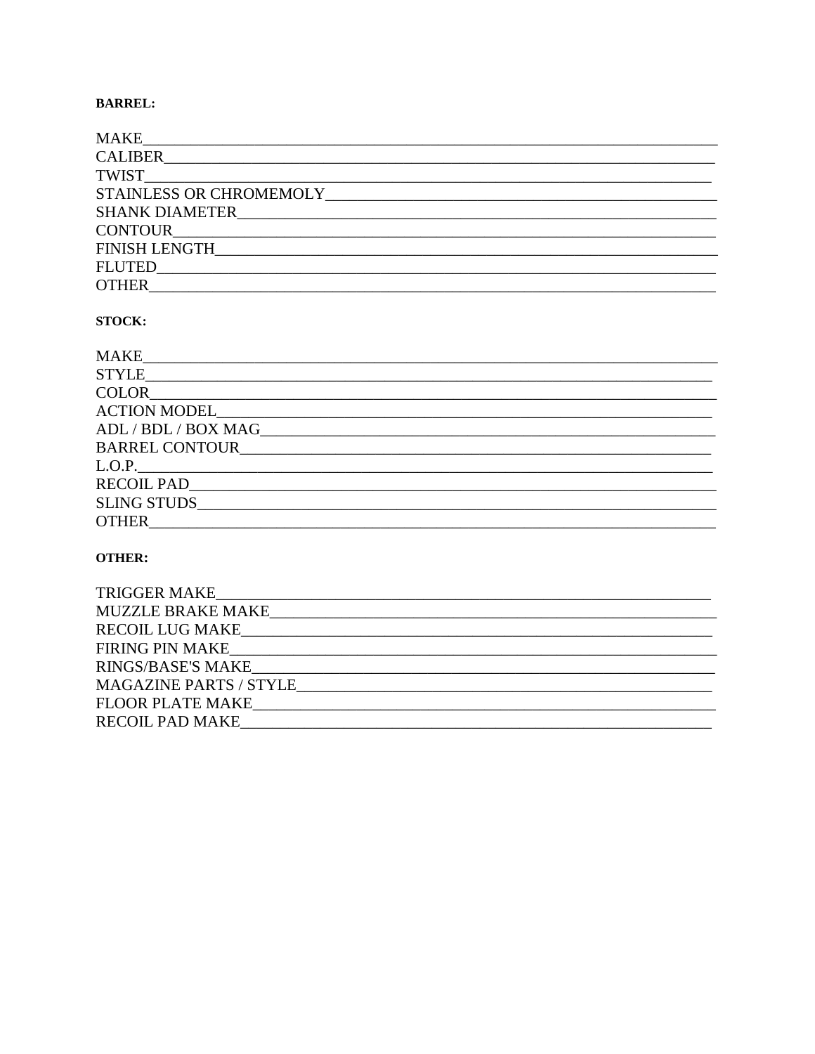**BARREL:**

MAKE________________________________________________________________________
CALIBER______________________________________________________________________
TWIST_______________________________________________________________________
STAINLESS OR CHROMEMOLY_____________________________________________________
SHANK DIAMETER______________________________________________________________
CONTOUR_____________________________________________________________________
FINISH LENGTH________________________________________________________________
FLUTED______________________________________________________________________
OTHER_______________________________________________________________________

**STOCK:**

MAKE________________________________________________________________________
STYLE_______________________________________________________________________
COLOR_______________________________________________________________________
ACTION MODEL________________________________________________________________
ADL / BDL / BOX MAG__________________________________________________________
BARREL CONTOUR______________________________________________________________
L.O.P._______________________________________________________________________
RECOIL PAD__________________________________________________________________
SLING STUDS_________________________________________________________________
OTHER_______________________________________________________________________

**OTHER:**

TRIGGER MAKE________________________________________________________________
MUZZLE BRAKE MAKE___________________________________________________________
RECOIL LUG MAKE_____________________________________________________________
FIRING PIN MAKE______________________________________________________________
RINGS/BASE'S MAKE____________________________________________________________
MAGAZINE PARTS / STYLE_______________________________________________________
FLOOR PLATE MAKE_____________________________________________________________
RECOIL PAD MAKE______________________________________________________________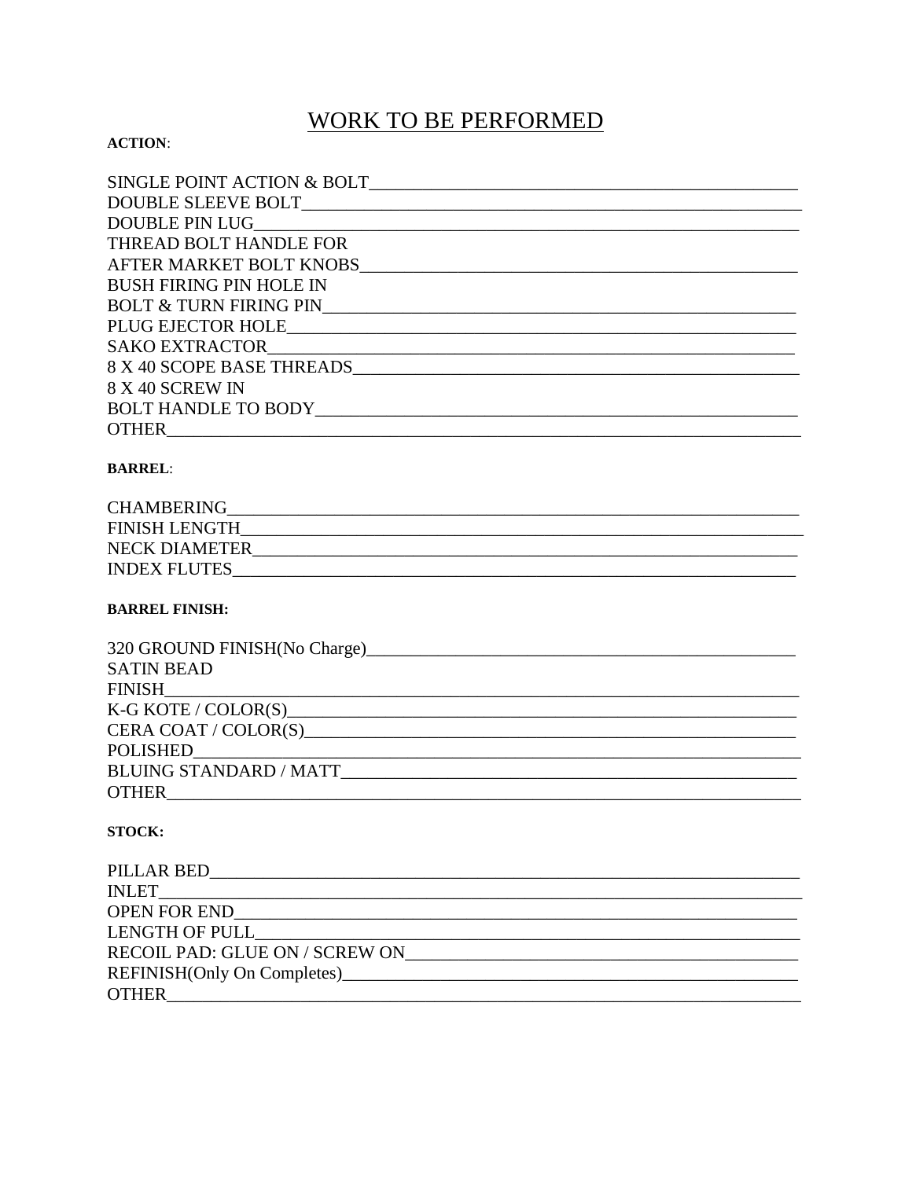# WORK TO BE PERFORMED

**ACTION**:

SINGLE POINT ACTION & BOLT________________________________________________
DOUBLE SLEEVE BOLT_____________________________________________________
DOUBLE PIN LUG________________________________________________________
THREAD BOLT HANDLE FOR
AFTER MARKET BOLT KNOBS________________________________________________
BUSH FIRING PIN HOLE IN
BOLT & TURN FIRING PIN________________________________________________
PLUG EJECTOR HOLE_____________________________________________________
SAKO EXTRACTOR________________________________________________________
8 X 40 SCOPE BASE THREADS______________________________________________
8 X 40 SCREW IN
BOLT HANDLE TO BODY___________________________________________________
OTHER_______________________________________________________________

**BARREL**:

CHAMBERING___________________________________________________________
FINISH LENGTH_________________________________________________________
NECK DIAMETER_________________________________________________________
INDEX FLUTES__________________________________________________________

**BARREL FINISH:**

320 GROUND FINISH(No Charge)__________________________________________
SATIN BEAD
FINISH______________________________________________________________
K-G KOTE / COLOR(S)___________________________________________________
CERA COAT / COLOR(S)__________________________________________________
POLISHED_____________________________________________________________
BLUING STANDARD / MATT________________________________________________
OTHER_______________________________________________________________

**STOCK:**

PILLAR BED___________________________________________________________
INLET_______________________________________________________________
OPEN FOR END_________________________________________________________
LENGTH OF PULL_______________________________________________________
RECOIL PAD: GLUE ON / SCREW ON________________________________________
REFINISH(Only On Completes)___________________________________________
OTHER_______________________________________________________________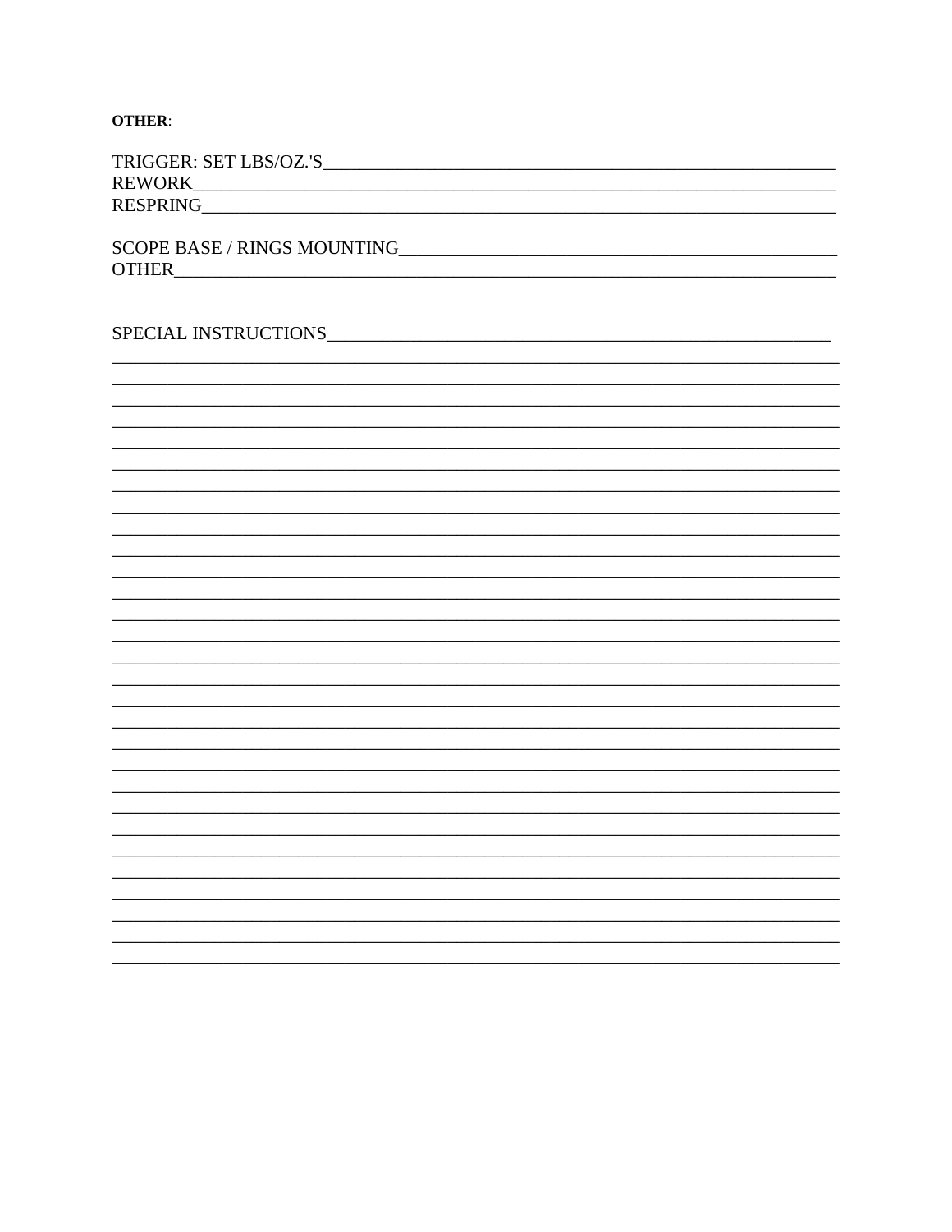**OTHER**:

TRIGGER: SET LBS/OZ.'S___________________________________________________________
REWORK__________________________________________________________________________
RESPRING________________________________________________________________________

SCOPE BASE / RINGS MOUNTING_______________________________________________________
OTHER___________________________________________________________________________

SPECIAL INSTRUCTIONS_____________________________________________________________
________________________________________________________________________________
________________________________________________________________________________
________________________________________________________________________________
________________________________________________________________________________
________________________________________________________________________________
________________________________________________________________________________
________________________________________________________________________________
________________________________________________________________________________
________________________________________________________________________________
________________________________________________________________________________
________________________________________________________________________________
________________________________________________________________________________
________________________________________________________________________________
________________________________________________________________________________
________________________________________________________________________________
________________________________________________________________________________
________________________________________________________________________________
________________________________________________________________________________
________________________________________________________________________________
________________________________________________________________________________
________________________________________________________________________________
________________________________________________________________________________
________________________________________________________________________________
________________________________________________________________________________
________________________________________________________________________________
________________________________________________________________________________
________________________________________________________________________________
________________________________________________________________________________